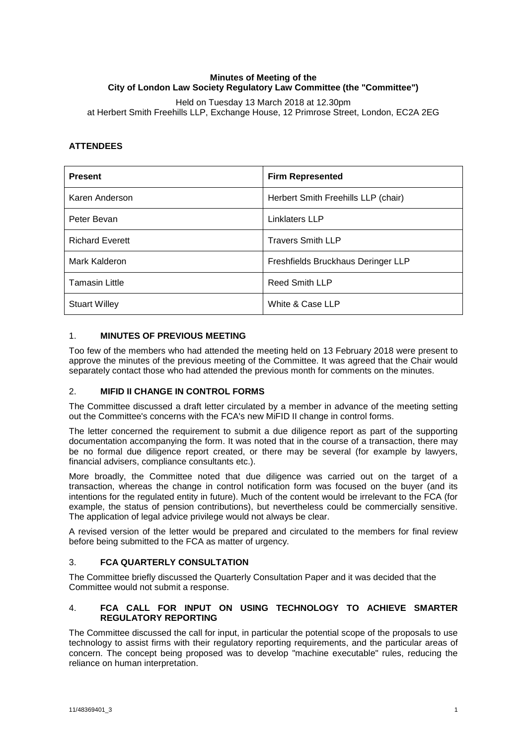**Minutes of Meeting of the City of London Law Society Regulatory Law Committee (the "Committee")**

Held on Tuesday 13 March 2018 at 12.30pm
at Herbert Smith Freehills LLP, Exchange House, 12 Primrose Street, London, EC2A 2EG

## ATTENDEES

| Present | Firm Represented |
|---|---|
| Karen Anderson | Herbert Smith Freehills LLP (chair) |
| Peter Bevan | Linklaters LLP |
| Richard Everett | Travers Smith LLP |
| Mark Kalderon | Freshfields Bruckhaus Deringer LLP |
| Tamasin Little | Reed Smith LLP |
| Stuart Willey | White & Case LLP |

## 1. MINUTES OF PREVIOUS MEETING

Too few of the members who had attended the meeting held on 13 February 2018 were present to approve the minutes of the previous meeting of the Committee. It was agreed that the Chair would separately contact those who had attended the previous month for comments on the minutes.

## 2. MIFID II CHANGE IN CONTROL FORMS

The Committee discussed a draft letter circulated by a member in advance of the meeting setting out the Committee's concerns with the FCA's new MiFID II change in control forms.

The letter concerned the requirement to submit a due diligence report as part of the supporting documentation accompanying the form. It was noted that in the course of a transaction, there may be no formal due diligence report created, or there may be several (for example by lawyers, financial advisers, compliance consultants etc.).

More broadly, the Committee noted that due diligence was carried out on the target of a transaction, whereas the change in control notification form was focused on the buyer (and its intentions for the regulated entity in future). Much of the content would be irrelevant to the FCA (for example, the status of pension contributions), but nevertheless could be commercially sensitive. The application of legal advice privilege would not always be clear.

A revised version of the letter would be prepared and circulated to the members for final review before being submitted to the FCA as matter of urgency.

## 3. FCA QUARTERLY CONSULTATION

The Committee briefly discussed the Quarterly Consultation Paper and it was decided that the Committee would not submit a response.

## 4. FCA CALL FOR INPUT ON USING TECHNOLOGY TO ACHIEVE SMARTER REGULATORY REPORTING

The Committee discussed the call for input, in particular the potential scope of the proposals to use technology to assist firms with their regulatory reporting requirements, and the particular areas of concern. The concept being proposed was to develop "machine executable" rules, reducing the reliance on human interpretation.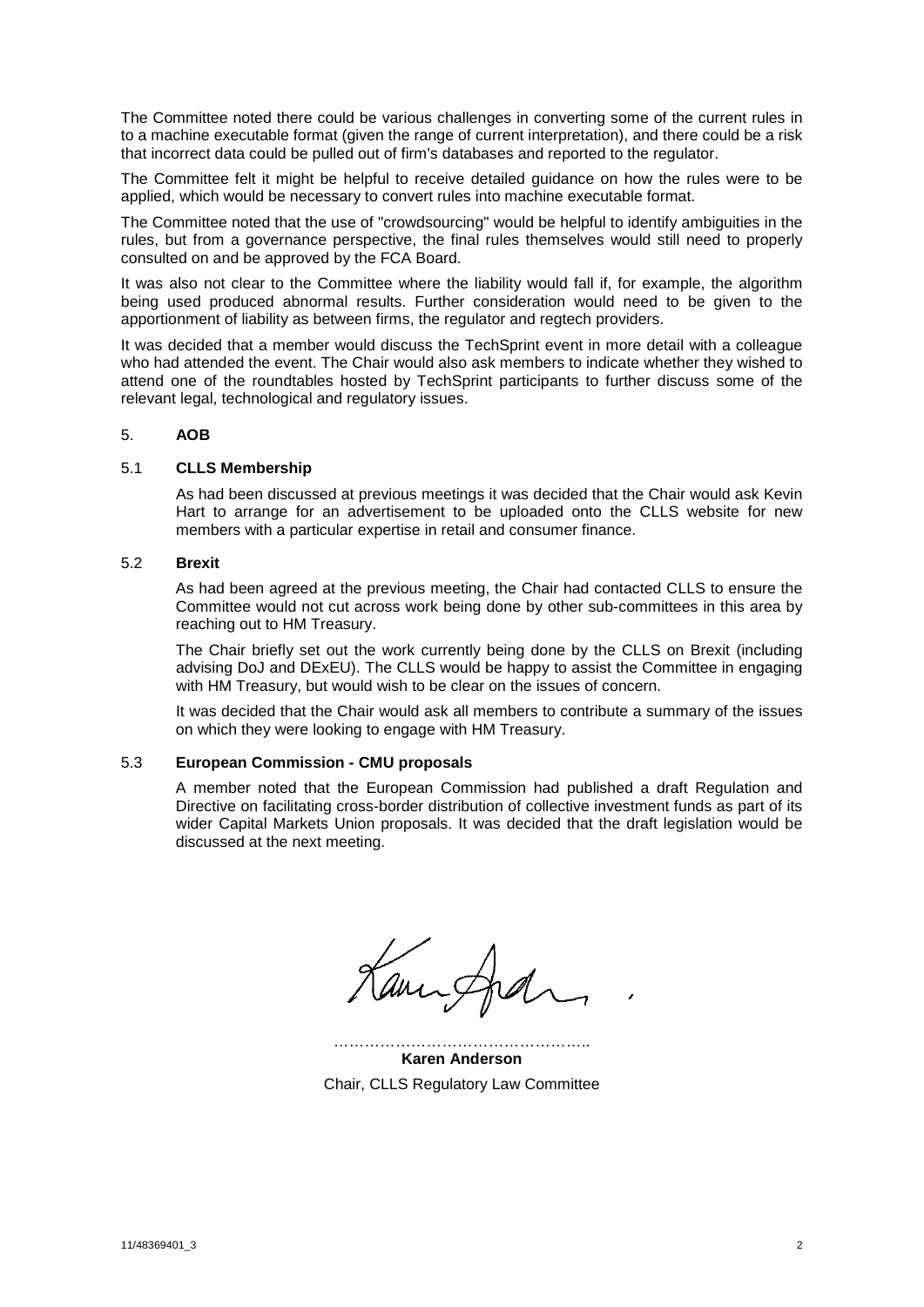The Committee noted there could be various challenges in converting some of the current rules in to a machine executable format (given the range of current interpretation), and there could be a risk that incorrect data could be pulled out of firm's databases and reported to the regulator.

The Committee felt it might be helpful to receive detailed guidance on how the rules were to be applied, which would be necessary to convert rules into machine executable format.

The Committee noted that the use of "crowdsourcing" would be helpful to identify ambiguities in the rules, but from a governance perspective, the final rules themselves would still need to properly consulted on and be approved by the FCA Board.

It was also not clear to the Committee where the liability would fall if, for example, the algorithm being used produced abnormal results. Further consideration would need to be given to the apportionment of liability as between firms, the regulator and regtech providers.

It was decided that a member would discuss the TechSprint event in more detail with a colleague who had attended the event. The Chair would also ask members to indicate whether they wished to attend one of the roundtables hosted by TechSprint participants to further discuss some of the relevant legal, technological and regulatory issues.

5. **AOB**

5.1 **CLLS Membership**

As had been discussed at previous meetings it was decided that the Chair would ask Kevin Hart to arrange for an advertisement to be uploaded onto the CLLS website for new members with a particular expertise in retail and consumer finance.

5.2 **Brexit**

As had been agreed at the previous meeting, the Chair had contacted CLLS to ensure the Committee would not cut across work being done by other sub-committees in this area by reaching out to HM Treasury.

The Chair briefly set out the work currently being done by the CLLS on Brexit (including advising DoJ and DExEU). The CLLS would be happy to assist the Committee in engaging with HM Treasury, but would wish to be clear on the issues of concern.

It was decided that the Chair would ask all members to contribute a summary of the issues on which they were looking to engage with HM Treasury.

5.3 **European Commission - CMU proposals**

A member noted that the European Commission had published a draft Regulation and Directive on facilitating cross-border distribution of collective investment funds as part of its wider Capital Markets Union proposals. It was decided that the draft legislation would be discussed at the next meeting.

…………………………………………..

**Karen Anderson**

Chair, CLLS Regulatory Law Committee

11/48369401_3